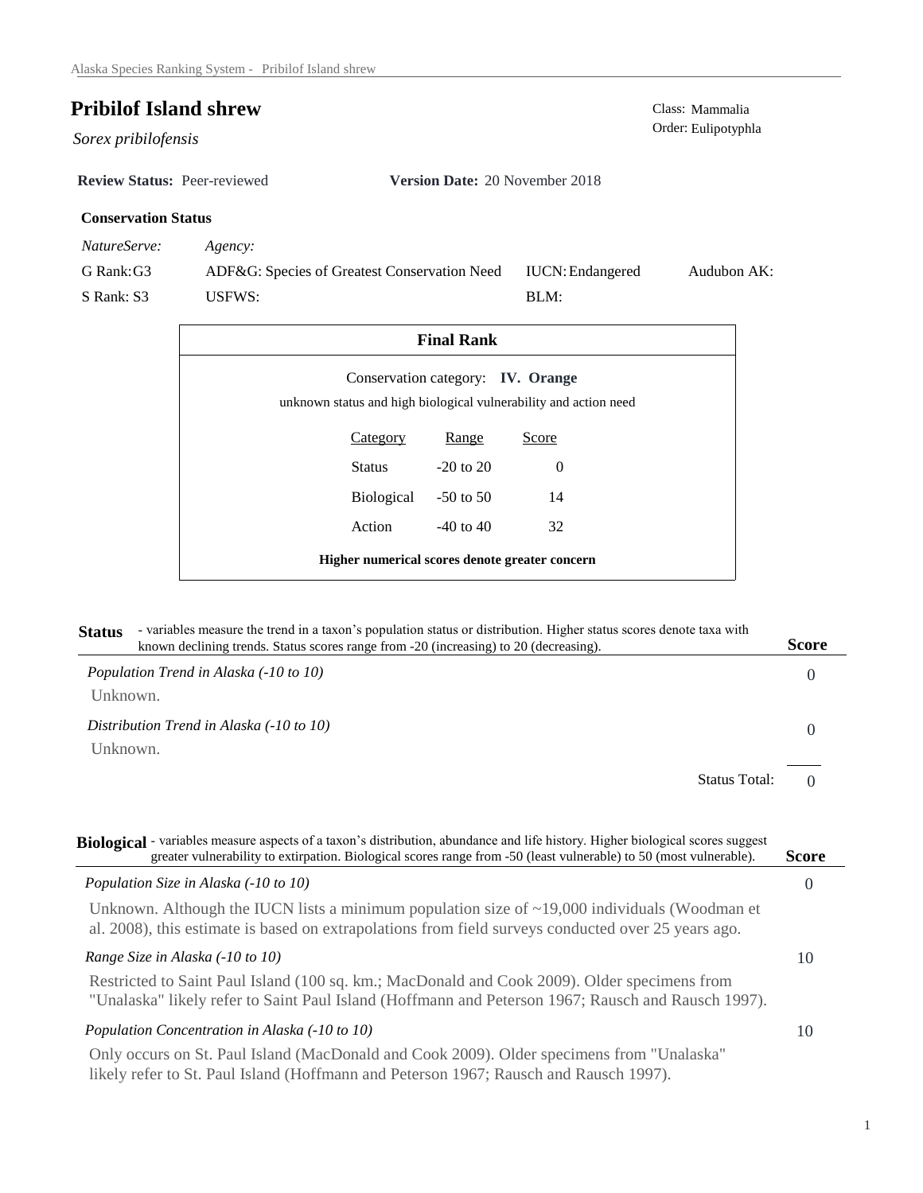# Pribilof Island shrew

*Sorex pribilofensis*

Class: Mammalia
Order: Eulipotyphla

**Review Status:** Peer-reviewed **Version Date:** 20 November 2018

**Conservation Status**

| *NatureServe:* | *Agency:* | | |
|---|---|---|---|
| G Rank: G3 | ADF&G: Species of Greatest Conservation Need | IUCN: Endangered | Audubon AK: |
| S Rank: S3 | USFWS: | BLM: | |

**Final Rank**

Conservation category: **IV. Orange**

unknown status and high biological vulnerability and action need

| Category | Range | Score |
|---|---|---|
| Status | -20 to 20 | 0 |
| Biological | -50 to 50 | 14 |
| Action | -40 to 40 | 32 |

**Higher numerical scores denote greater concern**

## Status

- variables measure the trend in a taxon's population status or distribution. Higher status scores denote taxa with known declining trends. Status scores range from -20 (increasing) to 20 (decreasing).

| | **Score** |
|---|---|
| *Population Trend in Alaska (-10 to 10)* | 0 |
| Unknown. | |
| *Distribution Trend in Alaska (-10 to 10)* | 0 |
| Unknown. | |
| Status Total: | 0 |

## Biological

- variables measure aspects of a taxon's distribution, abundance and life history. Higher biological scores suggest greater vulnerability to extirpation. Biological scores range from -50 (least vulnerable) to 50 (most vulnerable).

| | **Score** |
|---|---|
| *Population Size in Alaska (-10 to 10)* | 0 |
| Unknown. Although the IUCN lists a minimum population size of ~19,000 individuals (Woodman et al. 2008), this estimate is based on extrapolations from field surveys conducted over 25 years ago. | |
| *Range Size in Alaska (-10 to 10)* | 10 |
| Restricted to Saint Paul Island (100 sq. km.; MacDonald and Cook 2009). Older specimens from "Unalaska" likely refer to Saint Paul Island (Hoffmann and Peterson 1967; Rausch and Rausch 1997). | |
| *Population Concentration in Alaska (-10 to 10)* | 10 |
| Only occurs on St. Paul Island (MacDonald and Cook 2009). Older specimens from "Unalaska" likely refer to St. Paul Island (Hoffmann and Peterson 1967; Rausch and Rausch 1997). | |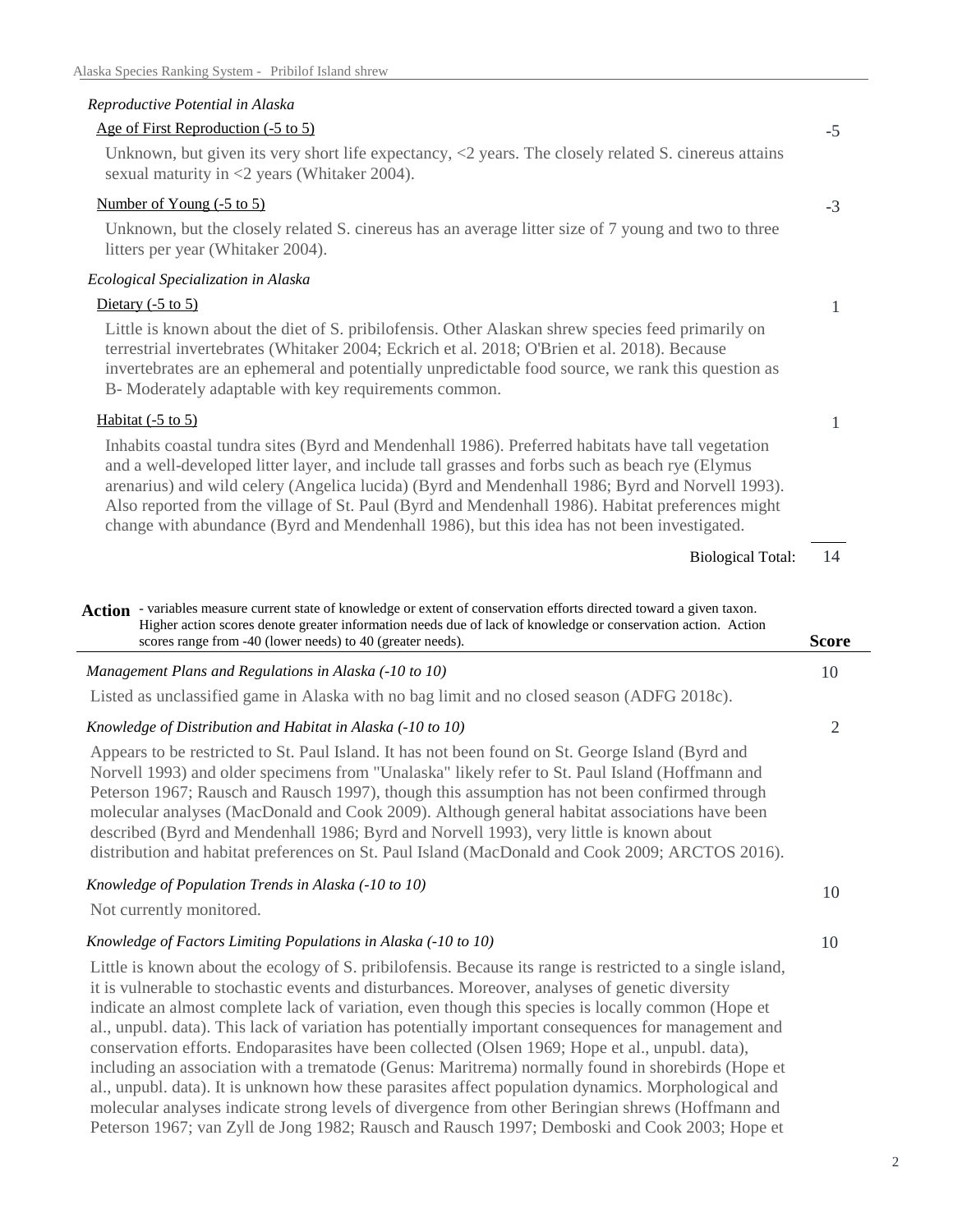*Reproductive Potential in Alaska*

Age of First Reproduction (-5 to 5) — **-5**

Unknown, but given its very short life expectancy, <2 years. The closely related S. cinereus attains sexual maturity in <2 years (Whitaker 2004).

Number of Young (-5 to 5) — **-3**

Unknown, but the closely related S. cinereus has an average litter size of 7 young and two to three litters per year (Whitaker 2004).

*Ecological Specialization in Alaska*

Dietary (-5 to 5) — **1**

Little is known about the diet of S. pribilofensis. Other Alaskan shrew species feed primarily on terrestrial invertebrates (Whitaker 2004; Eckrich et al. 2018; O'Brien et al. 2018). Because invertebrates are an ephemeral and potentially unpredictable food source, we rank this question as B- Moderately adaptable with key requirements common.

Habitat (-5 to 5) — **1**

Inhabits coastal tundra sites (Byrd and Mendenhall 1986). Preferred habitats have tall vegetation and a well-developed litter layer, and include tall grasses and forbs such as beach rye (Elymus arenarius) and wild celery (Angelica lucida) (Byrd and Mendenhall 1986; Byrd and Norvell 1993). Also reported from the village of St. Paul (Byrd and Mendenhall 1986). Habitat preferences might change with abundance (Byrd and Mendenhall 1986), but this idea has not been investigated.

Biological Total: **14**

**Action** - variables measure current state of knowledge or extent of conservation efforts directed toward a given taxon. Higher action scores denote greater information needs due of lack of knowledge or conservation action. Action scores range from -40 (lower needs) to 40 (greater needs). — **Score**

*Management Plans and Regulations in Alaska (-10 to 10)* — **10**

Listed as unclassified game in Alaska with no bag limit and no closed season (ADFG 2018c).

*Knowledge of Distribution and Habitat in Alaska (-10 to 10)* — **2**

Appears to be restricted to St. Paul Island. It has not been found on St. George Island (Byrd and Norvell 1993) and older specimens from "Unalaska" likely refer to St. Paul Island (Hoffmann and Peterson 1967; Rausch and Rausch 1997), though this assumption has not been confirmed through molecular analyses (MacDonald and Cook 2009). Although general habitat associations have been described (Byrd and Mendenhall 1986; Byrd and Norvell 1993), very little is known about distribution and habitat preferences on St. Paul Island (MacDonald and Cook 2009; ARCTOS 2016).

*Knowledge of Population Trends in Alaska (-10 to 10)* — **10**

Not currently monitored.

*Knowledge of Factors Limiting Populations in Alaska (-10 to 10)* — **10**

Little is known about the ecology of S. pribilofensis. Because its range is restricted to a single island, it is vulnerable to stochastic events and disturbances. Moreover, analyses of genetic diversity indicate an almost complete lack of variation, even though this species is locally common (Hope et al., unpubl. data). This lack of variation has potentially important consequences for management and conservation efforts. Endoparasites have been collected (Olsen 1969; Hope et al., unpubl. data), including an association with a trematode (Genus: Maritrema) normally found in shorebirds (Hope et al., unpubl. data). It is unknown how these parasites affect population dynamics. Morphological and molecular analyses indicate strong levels of divergence from other Beringian shrews (Hoffmann and Peterson 1967; van Zyll de Jong 1982; Rausch and Rausch 1997; Demboski and Cook 2003; Hope et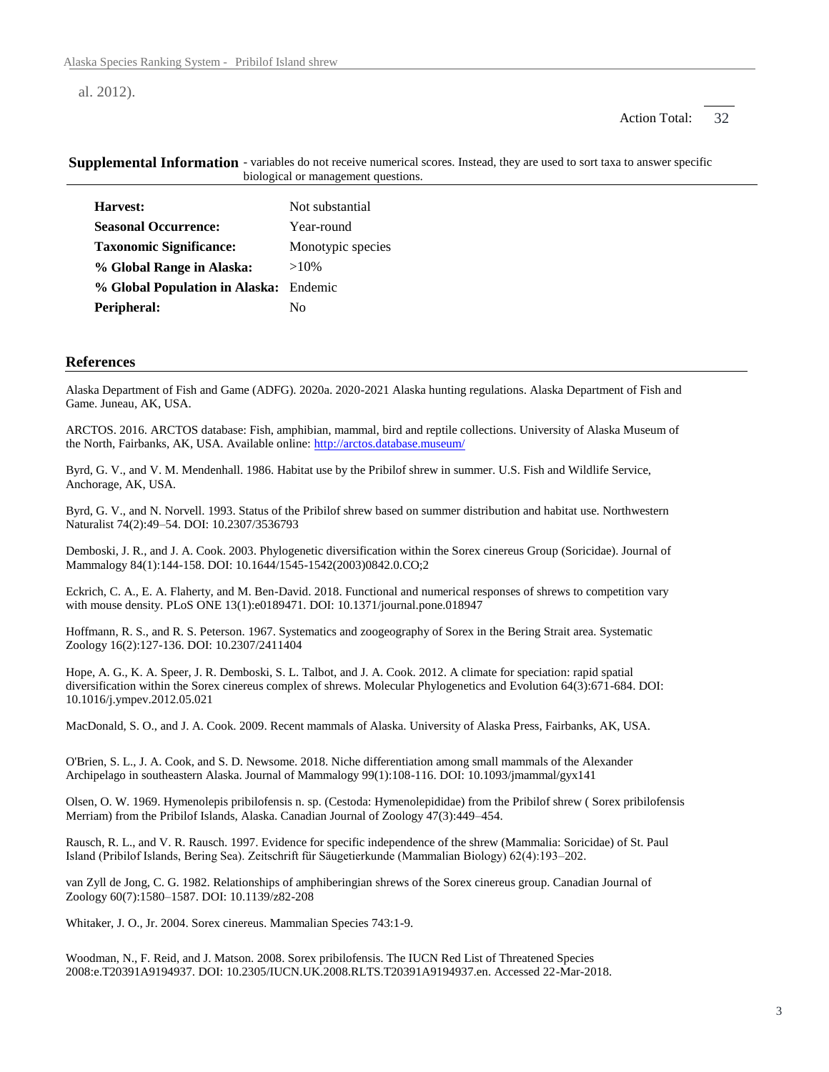al. 2012).

Action Total: 32

**Supplemental Information** - variables do not receive numerical scores. Instead, they are used to sort taxa to answer specific biological or management questions.

| | |
|---|---|
| **Harvest:** | Not substantial |
| **Seasonal Occurrence:** | Year-round |
| **Taxonomic Significance:** | Monotypic species |
| **% Global Range in Alaska:** | >10% |
| **% Global Population in Alaska:** | Endemic |
| **Peripheral:** | No |

## References

Alaska Department of Fish and Game (ADFG). 2020a. 2020-2021 Alaska hunting regulations. Alaska Department of Fish and Game. Juneau, AK, USA.

ARCTOS. 2016. ARCTOS database: Fish, amphibian, mammal, bird and reptile collections. University of Alaska Museum of the North, Fairbanks, AK, USA. Available online: http://arctos.database.museum/

Byrd, G. V., and V. M. Mendenhall. 1986. Habitat use by the Pribilof shrew in summer. U.S. Fish and Wildlife Service, Anchorage, AK, USA.

Byrd, G. V., and N. Norvell. 1993. Status of the Pribilof shrew based on summer distribution and habitat use. Northwestern Naturalist 74(2):49–54. DOI: 10.2307/3536793

Demboski, J. R., and J. A. Cook. 2003. Phylogenetic diversification within the Sorex cinereus Group (Soricidae). Journal of Mammalogy 84(1):144-158. DOI: 10.1644/1545-1542(2003)0842.0.CO;2

Eckrich, C. A., E. A. Flaherty, and M. Ben-David. 2018. Functional and numerical responses of shrews to competition vary with mouse density. PLoS ONE 13(1):e0189471. DOI: 10.1371/journal.pone.018947

Hoffmann, R. S., and R. S. Peterson. 1967. Systematics and zoogeography of Sorex in the Bering Strait area. Systematic Zoology 16(2):127-136. DOI: 10.2307/2411404

Hope, A. G., K. A. Speer, J. R. Demboski, S. L. Talbot, and J. A. Cook. 2012. A climate for speciation: rapid spatial diversification within the Sorex cinereus complex of shrews. Molecular Phylogenetics and Evolution 64(3):671-684. DOI: 10.1016/j.ympev.2012.05.021

MacDonald, S. O., and J. A. Cook. 2009. Recent mammals of Alaska. University of Alaska Press, Fairbanks, AK, USA.

O'Brien, S. L., J. A. Cook, and S. D. Newsome. 2018. Niche differentiation among small mammals of the Alexander Archipelago in southeastern Alaska. Journal of Mammalogy 99(1):108-116. DOI: 10.1093/jmammal/gyx141

Olsen, O. W. 1969. Hymenolepis pribilofensis n. sp. (Cestoda: Hymenolepididae) from the Pribilof shrew ( Sorex pribilofensis Merriam) from the Pribilof Islands, Alaska. Canadian Journal of Zoology 47(3):449–454.

Rausch, R. L., and V. R. Rausch. 1997. Evidence for specific independence of the shrew (Mammalia: Soricidae) of St. Paul Island (Pribilof Islands, Bering Sea). Zeitschrift für Säugetierkunde (Mammalian Biology) 62(4):193–202.

van Zyll de Jong, C. G. 1982. Relationships of amphiberingian shrews of the Sorex cinereus group. Canadian Journal of Zoology 60(7):1580–1587. DOI: 10.1139/z82-208

Whitaker, J. O., Jr. 2004. Sorex cinereus. Mammalian Species 743:1-9.

Woodman, N., F. Reid, and J. Matson. 2008. Sorex pribilofensis. The IUCN Red List of Threatened Species 2008:e.T20391A9194937. DOI: 10.2305/IUCN.UK.2008.RLTS.T20391A9194937.en. Accessed 22-Mar-2018.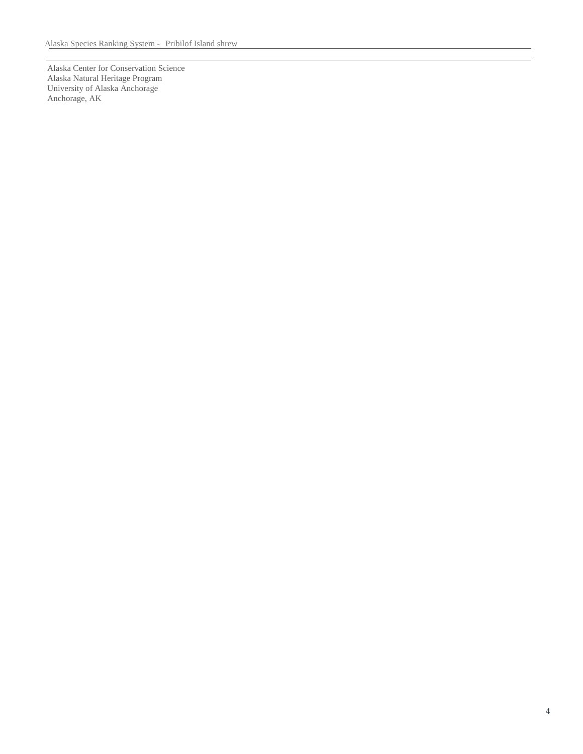Alaska Center for Conservation Science
Alaska Natural Heritage Program
University of Alaska Anchorage
Anchorage, AK